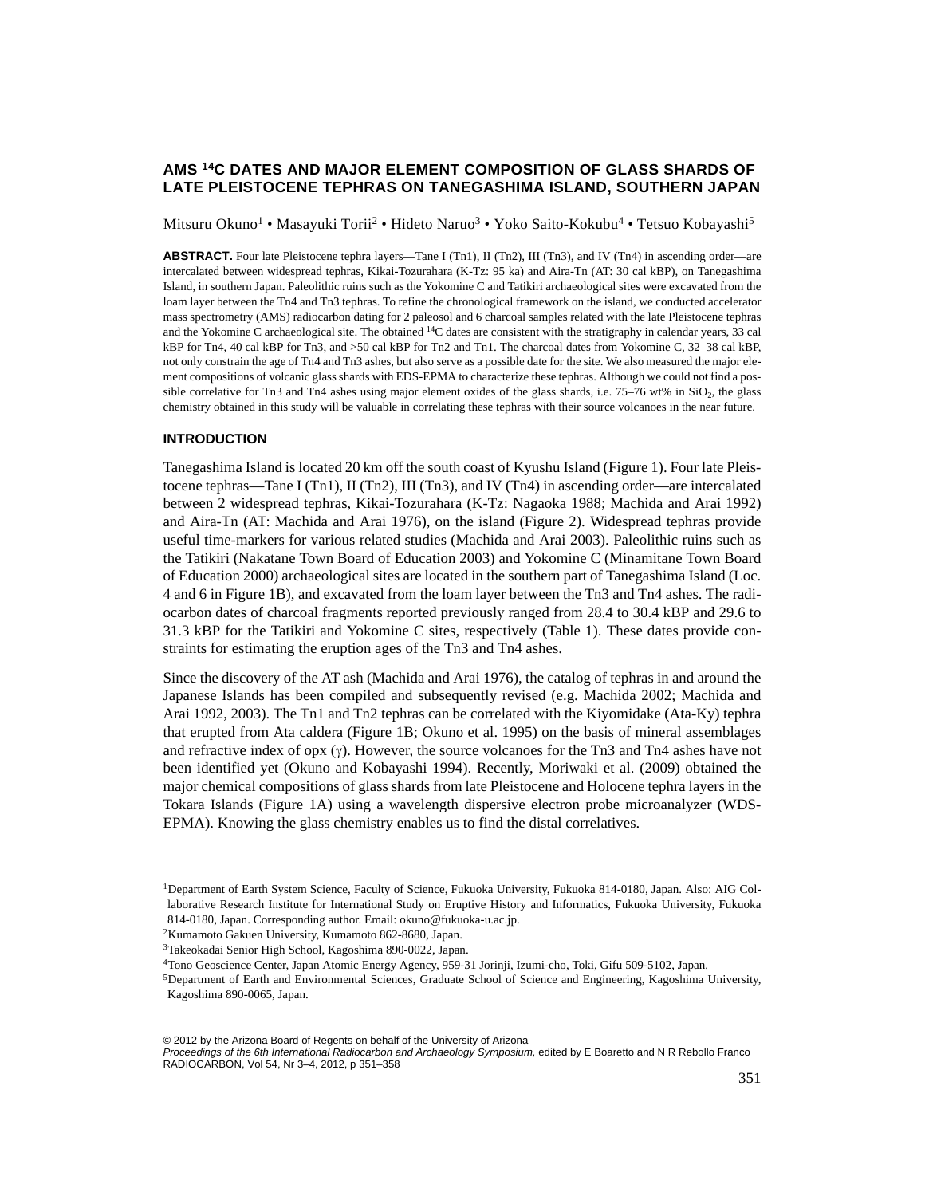# AMS $^{14}$C DATES AND MAJOR ELEMENT COMPOSITION OF GLASS SHARDS OF LATE PLEISTOCENE TEPHRAS ON TANEGASHIMA ISLAND, SOUTHERN JAPAN

Mitsuru Okuno[1] • Masayuki Torii[2] • Hideto Naruo[3] • Yoko Saito-Kokubu[4] • Tetsuo Kobayashi[5]

**ABSTRACT.** Four late Pleistocene tephra layers—Tane I (Tn1), II (Tn2), III (Tn3), and IV (Tn4) in ascending order—are intercalated between widespread tephras, Kikai-Tozurahara (K-Tz: 95 ka) and Aira-Tn (AT: 30 cal kBP), on Tanegashima Island, in southern Japan. Paleolithic ruins such as the Yokomine C and Tatikiri archaeological sites were excavated from the loam layer between the Tn4 and Tn3 tephras. To refine the chronological framework on the island, we conducted accelerator mass spectrometry (AMS) radiocarbon dating for 2 paleosol and 6 charcoal samples related with the late Pleistocene tephras and the Yokomine C archaeological site. The obtained $^{14}$C dates are consistent with the stratigraphy in calendar years, 33 cal kBP for Tn4, 40 cal kBP for Tn3, and >50 cal kBP for Tn2 and Tn1. The charcoal dates from Yokomine C, 32–38 cal kBP, not only constrain the age of Tn4 and Tn3 ashes, but also serve as a possible date for the site. We also measured the major element compositions of volcanic glass shards with EDS-EPMA to characterize these tephras. Although we could not find a possible correlative for Tn3 and Tn4 ashes using major element oxides of the glass shards, i.e. 75–76 wt% in $SiO_2$, the glass chemistry obtained in this study will be valuable in correlating these tephras with their source volcanoes in the near future.

## INTRODUCTION

Tanegashima Island is located 20 km off the south coast of Kyushu Island (Figure 1). Four late Pleistocene tephras—Tane I (Tn1), II (Tn2), III (Tn3), and IV (Tn4) in ascending order—are intercalated between 2 widespread tephras, Kikai-Tozurahara (K-Tz: Nagaoka 1988; Machida and Arai 1992) and Aira-Tn (AT: Machida and Arai 1976), on the island (Figure 2). Widespread tephras provide useful time-markers for various related studies (Machida and Arai 2003). Paleolithic ruins such as the Tatikiri (Nakatane Town Board of Education 2003) and Yokomine C (Minamitane Town Board of Education 2000) archaeological sites are located in the southern part of Tanegashima Island (Loc. 4 and 6 in Figure 1B), and excavated from the loam layer between the Tn3 and Tn4 ashes. The radiocarbon dates of charcoal fragments reported previously ranged from 28.4 to 30.4 kBP and 29.6 to 31.3 kBP for the Tatikiri and Yokomine C sites, respectively (Table 1). These dates provide constraints for estimating the eruption ages of the Tn3 and Tn4 ashes.

Since the discovery of the AT ash (Machida and Arai 1976), the catalog of tephras in and around the Japanese Islands has been compiled and subsequently revised (e.g. Machida 2002; Machida and Arai 1992, 2003). The Tn1 and Tn2 tephras can be correlated with the Kiyomidake (Ata-Ky) tephra that erupted from Ata caldera (Figure 1B; Okuno et al. 1995) on the basis of mineral assemblages and refractive index of opx ($\gamma$). However, the source volcanoes for the Tn3 and Tn4 ashes have not been identified yet (Okuno and Kobayashi 1994). Recently, Moriwaki et al. (2009) obtained the major chemical compositions of glass shards from late Pleistocene and Holocene tephra layers in the Tokara Islands (Figure 1A) using a wavelength dispersive electron probe microanalyzer (WDS-EPMA). Knowing the glass chemistry enables us to find the distal correlatives.

[1]Department of Earth System Science, Faculty of Science, Fukuoka University, Fukuoka 814-0180, Japan. Also: AIG Collaborative Research Institute for International Study on Eruptive History and Informatics, Fukuoka University, Fukuoka 814-0180, Japan. Corresponding author. Email: okuno@fukuoka-u.ac.jp.

[2]Kumamoto Gakuen University, Kumamoto 862-8680, Japan.

[3]Takeokadai Senior High School, Kagoshima 890-0022, Japan.

[4]Tono Geoscience Center, Japan Atomic Energy Agency, 959-31 Jorinji, Izumi-cho, Toki, Gifu 509-5102, Japan.

[5]Department of Earth and Environmental Sciences, Graduate School of Science and Engineering, Kagoshima University, Kagoshima 890-0065, Japan.

© 2012 by the Arizona Board of Regents on behalf of the University of Arizona
*Proceedings of the 6th International Radiocarbon and Archaeology Symposium,* edited by E Boaretto and N R Rebollo Franco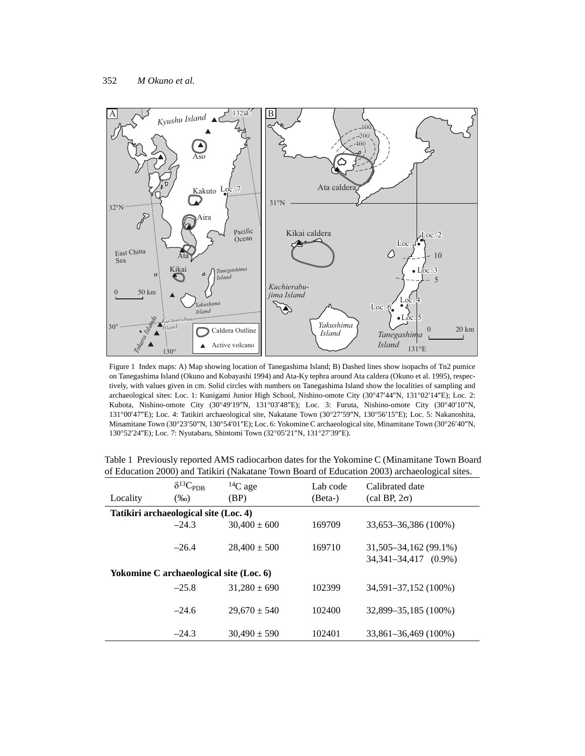Figure 1 Index maps: A) Map showing location of Tanegashima Island; B) Dashed lines show isopachs of Tn2 pumice on Tanegashima Island (Okuno and Kobayashi 1994) and Ata-Ky tephra around Ata caldera (Okuno et al. 1995), respectively, with values given in cm. Solid circles with numbers on Tanegashima Island show the localities of sampling and archaeological sites: Loc. 1: Kunigami Junior High School, Nishino-omote City (30°47′44″N, 131°02′14″E); Loc. 2: Kubota, Nishino-omote City (30°49′19″N, 131°03′48″E); Loc. 3: Furuta, Nishino-omote City (30°40′10″N, 131°00′47″E); Loc. 4: Tatikiri archaeological site, Nakatane Town (30°27′59″N, 130°56′15″E); Loc. 5: Nakanoshita, Minamitane Town (30°23′50″N, 130°54′01″E); Loc. 6: Yokomine C archaeological site, Minamitane Town (30°26′40″N, 130°52′24″E); Loc. 7: Nyutabaru, Shintomi Town (32°05′21″N, 131°27′39″E).

Table 1 Previously reported AMS radiocarbon dates for the Yokomine C (Minamitane Town Board of Education 2000) and Tatikiri (Nakatane Town Board of Education 2003) archaeological sites.

| Locality | $\delta^{13}C_{PDB}$ (‰) | $^{14}C$ age (BP) | Lab code (Beta-) | Calibrated date (cal BP, $2\sigma$) |
|---|---|---|---|---|
| **Tatikiri archaeological site (Loc. 4)** | | | | |
| | –24.3 | 30,400 ± 600 | 169709 | 33,653–36,386 (100%) |
| | –26.4 | 28,400 ± 500 | 169710 | 31,505–34,162 (99.1%)<br>34,341–34,417 (0.9%) |
| **Yokomine C archaeological site (Loc. 6)** | | | | |
| | –25.8 | 31,280 ± 690 | 102399 | 34,591–37,152 (100%) |
| | –24.6 | 29,670 ± 540 | 102400 | 32,899–35,185 (100%) |
| | –24.3 | 30,490 ± 590 | 102401 | 33,861–36,469 (100%) |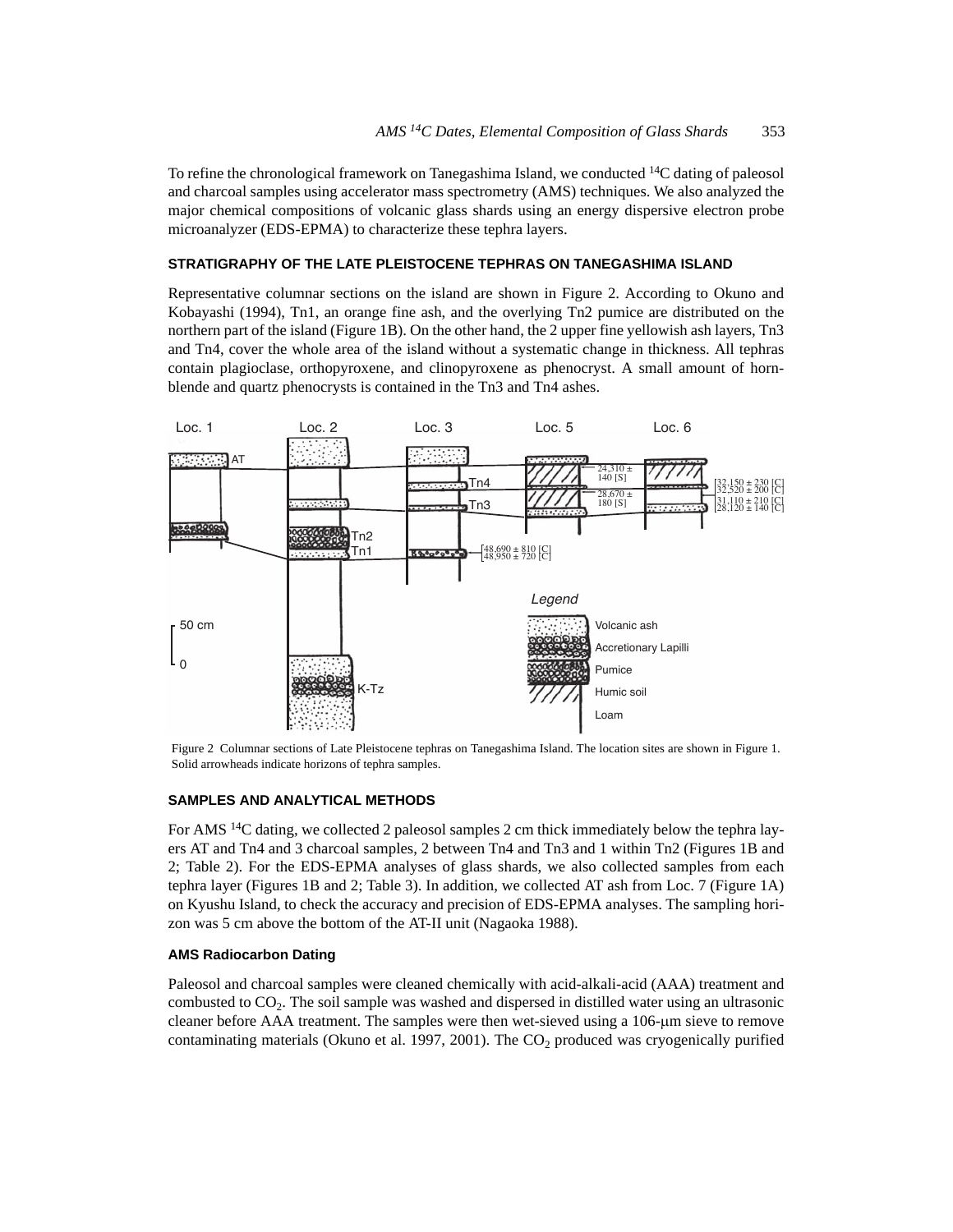To refine the chronological framework on Tanegashima Island, we conducted $^{14}C$ dating of paleosol and charcoal samples using accelerator mass spectrometry (AMS) techniques. We also analyzed the major chemical compositions of volcanic glass shards using an energy dispersive electron probe microanalyzer (EDS-EPMA) to characterize these tephra layers.

## STRATIGRAPHY OF THE LATE PLEISTOCENE TEPHRAS ON TANEGASHIMA ISLAND

Representative columnar sections on the island are shown in Figure 2. According to Okuno and Kobayashi (1994), Tn1, an orange fine ash, and the overlying Tn2 pumice are distributed on the northern part of the island (Figure 1B). On the other hand, the 2 upper fine yellowish ash layers, Tn3 and Tn4, cover the whole area of the island without a systematic change in thickness. All tephras contain plagioclase, orthopyroxene, and clinopyroxene as phenocryst. A small amount of hornblende and quartz phenocrysts is contained in the Tn3 and Tn4 ashes.

Figure 2 Columnar sections of Late Pleistocene tephras on Tanegashima Island. The location sites are shown in Figure 1. Solid arrowheads indicate horizons of tephra samples.

## SAMPLES AND ANALYTICAL METHODS

For AMS $^{14}C$ dating, we collected 2 paleosol samples 2 cm thick immediately below the tephra layers AT and Tn4 and 3 charcoal samples, 2 between Tn4 and Tn3 and 1 within Tn2 (Figures 1B and 2; Table 2). For the EDS-EPMA analyses of glass shards, we also collected samples from each tephra layer (Figures 1B and 2; Table 3). In addition, we collected AT ash from Loc. 7 (Figure 1A) on Kyushu Island, to check the accuracy and precision of EDS-EPMA analyses. The sampling horizon was 5 cm above the bottom of the AT-II unit (Nagaoka 1988).

### AMS Radiocarbon Dating

Paleosol and charcoal samples were cleaned chemically with acid-alkali-acid (AAA) treatment and combusted to $CO_2$. The soil sample was washed and dispersed in distilled water using an ultrasonic cleaner before AAA treatment. The samples were then wet-sieved using a 106-μm sieve to remove contaminating materials (Okuno et al. 1997, 2001). The $CO_2$ produced was cryogenically purified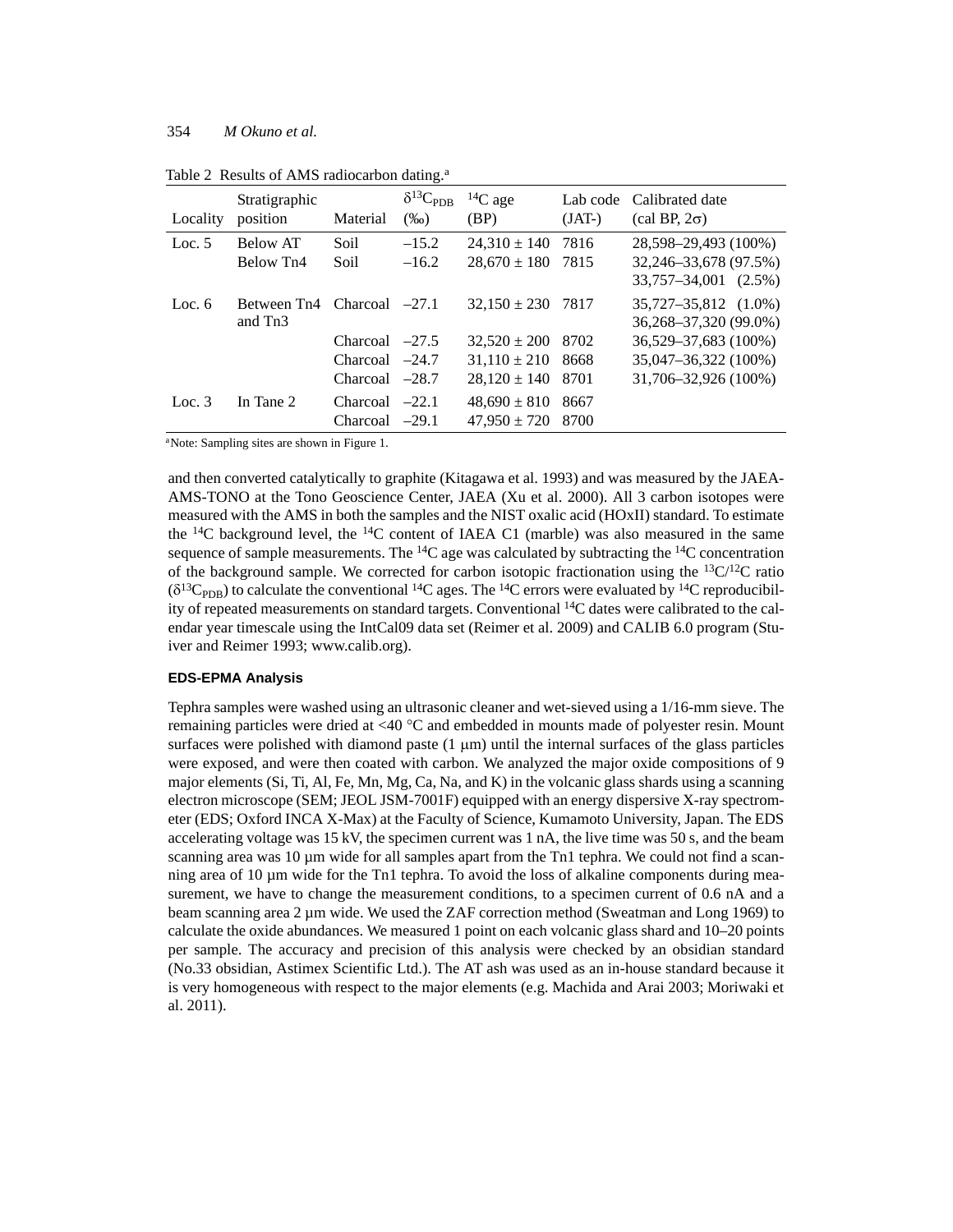Table 2 Results of AMS radiocarbon dating.[a]

| Locality | Stratigraphic position | Material | $\delta^{13}C_{PDB}$ (‰) | $^{14}C$ age (BP) | Lab code (JAT-) | Calibrated date (cal BP, $2\sigma$) |
|---|---|---|---|---|---|---|
| Loc. 5 | Below AT | Soil | –15.2 | 24,310 ± 140 | 7816 | 28,598–29,493 (100%) |
| | Below Tn4 | Soil | –16.2 | 28,670 ± 180 | 7815 | 32,246–33,678 (97.5%) 33,757–34,001 (2.5%) |
| Loc. 6 | Between Tn4 and Tn3 | Charcoal | –27.1 | 32,150 ± 230 | 7817 | 35,727–35,812 (1.0%) 36,268–37,320 (99.0%) |
| | | Charcoal | –27.5 | 32,520 ± 200 | 8702 | 36,529–37,683 (100%) |
| | | Charcoal | –24.7 | 31,110 ± 210 | 8668 | 35,047–36,322 (100%) |
| | | Charcoal | –28.7 | 28,120 ± 140 | 8701 | 31,706–32,926 (100%) |
| Loc. 3 | In Tane 2 | Charcoal | –22.1 | 48,690 ± 810 | 8667 | |
| | | Charcoal | –29.1 | 47,950 ± 720 | 8700 | |

[a]Note: Sampling sites are shown in Figure 1.

and then converted catalytically to graphite (Kitagawa et al. 1993) and was measured by the JAEA-AMS-TONO at the Tono Geoscience Center, JAEA (Xu et al. 2000). All 3 carbon isotopes were measured with the AMS in both the samples and the NIST oxalic acid (HOxII) standard. To estimate the $^{14}C$ background level, the $^{14}C$ content of IAEA C1 (marble) was also measured in the same sequence of sample measurements. The $^{14}C$ age was calculated by subtracting the $^{14}C$ concentration of the background sample. We corrected for carbon isotopic fractionation using the $^{13}C/^{12}C$ ratio ($\delta^{13}C_{PDB}$) to calculate the conventional $^{14}C$ ages. The $^{14}C$ errors were evaluated by $^{14}C$ reproducibility of repeated measurements on standard targets. Conventional $^{14}C$ dates were calibrated to the calendar year timescale using the IntCal09 data set (Reimer et al. 2009) and CALIB 6.0 program (Stuiver and Reimer 1993; www.calib.org).

### EDS-EPMA Analysis

Tephra samples were washed using an ultrasonic cleaner and wet-sieved using a 1/16-mm sieve. The remaining particles were dried at <40 °C and embedded in mounts made of polyester resin. Mount surfaces were polished with diamond paste (1 µm) until the internal surfaces of the glass particles were exposed, and were then coated with carbon. We analyzed the major oxide compositions of 9 major elements (Si, Ti, Al, Fe, Mn, Mg, Ca, Na, and K) in the volcanic glass shards using a scanning electron microscope (SEM; JEOL JSM-7001F) equipped with an energy dispersive X-ray spectrometer (EDS; Oxford INCA X-Max) at the Faculty of Science, Kumamoto University, Japan. The EDS accelerating voltage was 15 kV, the specimen current was 1 nA, the live time was 50 s, and the beam scanning area was 10 µm wide for all samples apart from the Tn1 tephra. We could not find a scanning area of 10 µm wide for the Tn1 tephra. To avoid the loss of alkaline components during measurement, we have to change the measurement conditions, to a specimen current of 0.6 nA and a beam scanning area 2 µm wide. We used the ZAF correction method (Sweatman and Long 1969) to calculate the oxide abundances. We measured 1 point on each volcanic glass shard and 10–20 points per sample. The accuracy and precision of this analysis were checked by an obsidian standard (No.33 obsidian, Astimex Scientific Ltd.). The AT ash was used as an in-house standard because it is very homogeneous with respect to the major elements (e.g. Machida and Arai 2003; Moriwaki et al. 2011).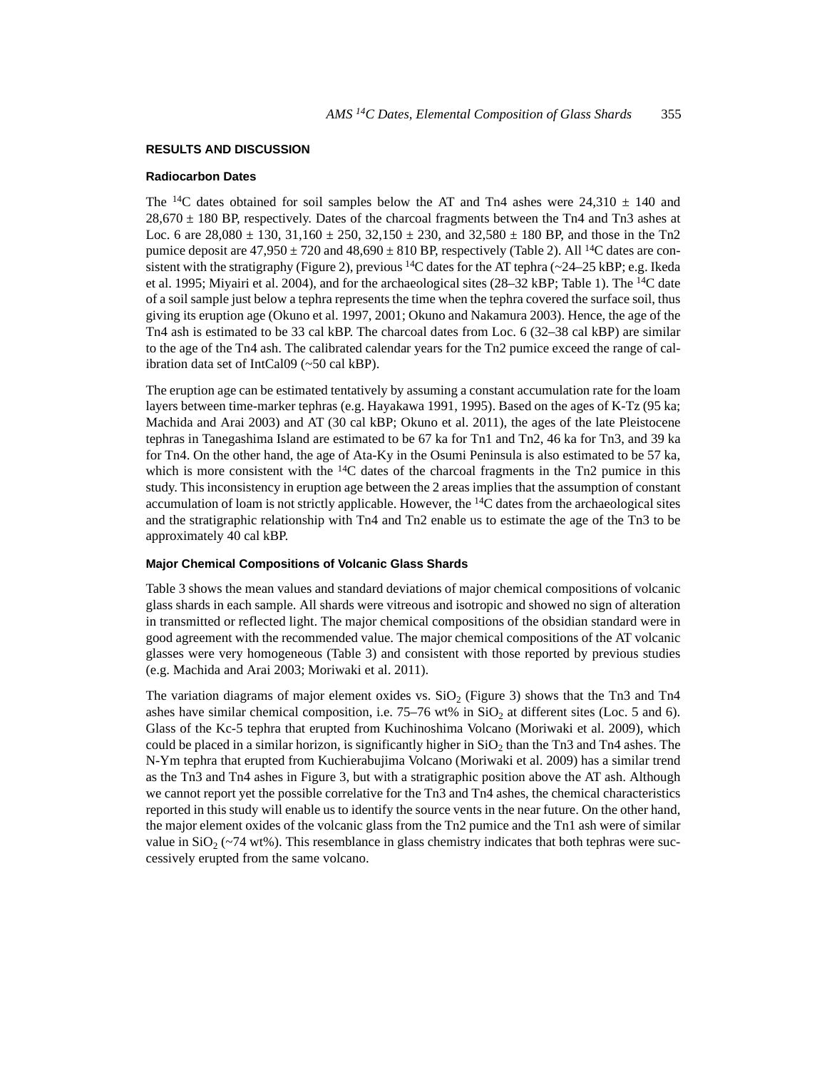## RESULTS AND DISCUSSION

### Radiocarbon Dates

The $^{14}C$ dates obtained for soil samples below the AT and Tn4 ashes were 24,310 ± 140 and 28,670 ± 180 BP, respectively. Dates of the charcoal fragments between the Tn4 and Tn3 ashes at Loc. 6 are 28,080 ± 130, 31,160 ± 250, 32,150 ± 230, and 32,580 ± 180 BP, and those in the Tn2 pumice deposit are 47,950 ± 720 and 48,690 ± 810 BP, respectively (Table 2). All $^{14}C$ dates are consistent with the stratigraphy (Figure 2), previous $^{14}C$ dates for the AT tephra (~24–25 kBP; e.g. Ikeda et al. 1995; Miyairi et al. 2004), and for the archaeological sites (28–32 kBP; Table 1). The $^{14}C$ date of a soil sample just below a tephra represents the time when the tephra covered the surface soil, thus giving its eruption age (Okuno et al. 1997, 2001; Okuno and Nakamura 2003). Hence, the age of the Tn4 ash is estimated to be 33 cal kBP. The charcoal dates from Loc. 6 (32–38 cal kBP) are similar to the age of the Tn4 ash. The calibrated calendar years for the Tn2 pumice exceed the range of calibration data set of IntCal09 (~50 cal kBP).

The eruption age can be estimated tentatively by assuming a constant accumulation rate for the loam layers between time-marker tephras (e.g. Hayakawa 1991, 1995). Based on the ages of K-Tz (95 ka; Machida and Arai 2003) and AT (30 cal kBP; Okuno et al. 2011), the ages of the late Pleistocene tephras in Tanegashima Island are estimated to be 67 ka for Tn1 and Tn2, 46 ka for Tn3, and 39 ka for Tn4. On the other hand, the age of Ata-Ky in the Osumi Peninsula is also estimated to be 57 ka, which is more consistent with the $^{14}C$ dates of the charcoal fragments in the Tn2 pumice in this study. This inconsistency in eruption age between the 2 areas implies that the assumption of constant accumulation of loam is not strictly applicable. However, the $^{14}C$ dates from the archaeological sites and the stratigraphic relationship with Tn4 and Tn2 enable us to estimate the age of the Tn3 to be approximately 40 cal kBP.

### Major Chemical Compositions of Volcanic Glass Shards

Table 3 shows the mean values and standard deviations of major chemical compositions of volcanic glass shards in each sample. All shards were vitreous and isotropic and showed no sign of alteration in transmitted or reflected light. The major chemical compositions of the obsidian standard were in good agreement with the recommended value. The major chemical compositions of the AT volcanic glasses were very homogeneous (Table 3) and consistent with those reported by previous studies (e.g. Machida and Arai 2003; Moriwaki et al. 2011).

The variation diagrams of major element oxides vs. $SiO_2$ (Figure 3) shows that the Tn3 and Tn4 ashes have similar chemical composition, i.e. 75–76 wt% in $SiO_2$ at different sites (Loc. 5 and 6). Glass of the Kc-5 tephra that erupted from Kuchinoshima Volcano (Moriwaki et al. 2009), which could be placed in a similar horizon, is significantly higher in $SiO_2$ than the Tn3 and Tn4 ashes. The N-Ym tephra that erupted from Kuchierabujima Volcano (Moriwaki et al. 2009) has a similar trend as the Tn3 and Tn4 ashes in Figure 3, but with a stratigraphic position above the AT ash. Although we cannot report yet the possible correlative for the Tn3 and Tn4 ashes, the chemical characteristics reported in this study will enable us to identify the source vents in the near future. On the other hand, the major element oxides of the volcanic glass from the Tn2 pumice and the Tn1 ash were of similar value in $SiO_2$ (~74 wt%). This resemblance in glass chemistry indicates that both tephras were successively erupted from the same volcano.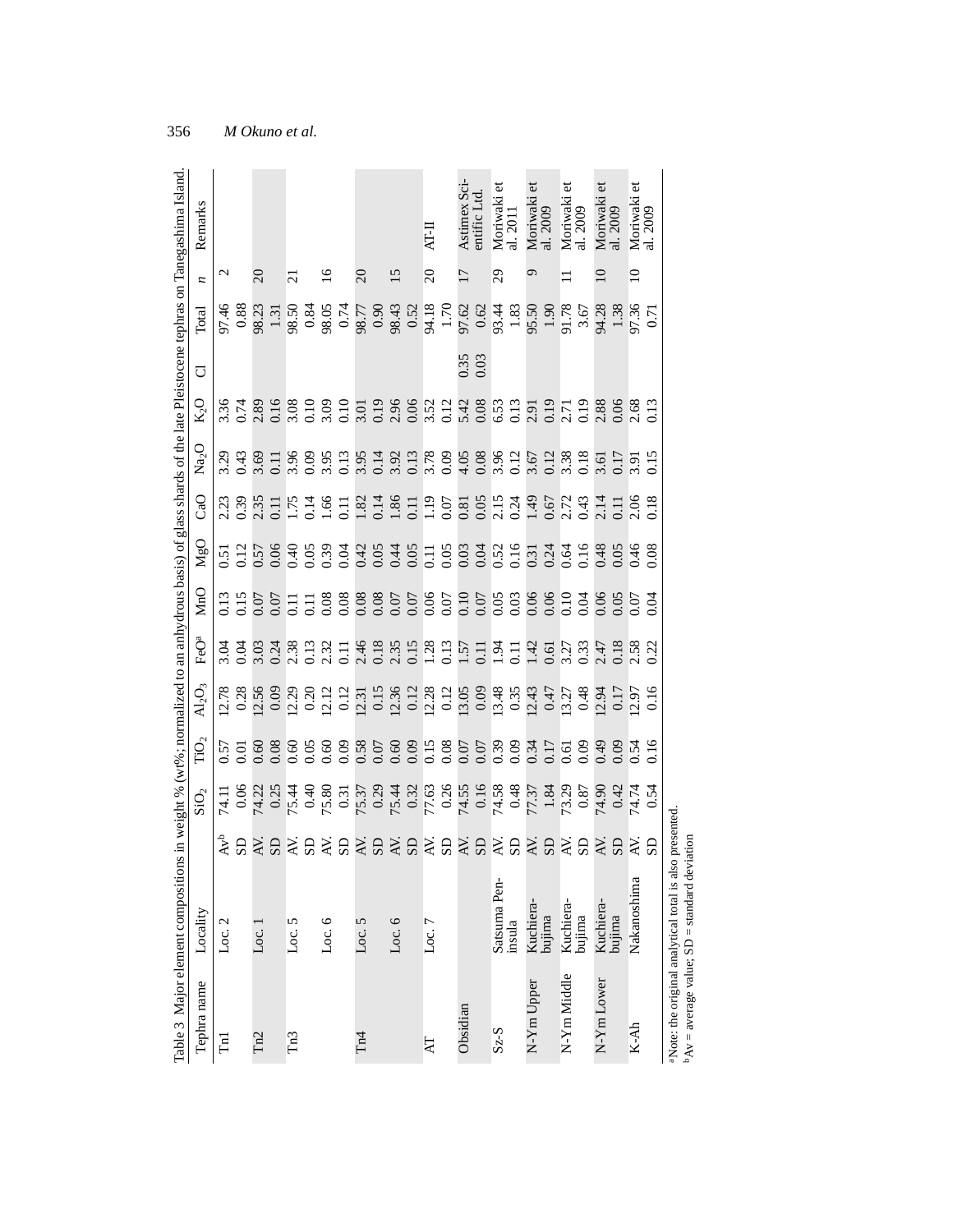Table 3 Major element compositions in weight % (wt%; normalized to an anhydrous basis) of glass shards of the late Pleistocene tephras on Tanegashima Island.

| Tephra name | Locality | | $SiO_2$ | $TiO_2$ | $Al_2O_3$ | FeO[a] | MnO | MgO | CaO | $Na_2O$ | $K_2O$ | Cl | Total | *n* | Remarks |
|---|---|---|---|---|---|---|---|---|---|---|---|---|---|---|---|
| Tn1 | Loc. 2 | Av[b] | 74.11 | 0.57 | 12.78 | 3.04 | 0.13 | 0.51 | 2.23 | 3.29 | 3.36 | | 97.46 | 2 | |
| | | SD | 0.06 | 0.01 | 0.28 | 0.04 | 0.15 | 0.12 | 0.39 | 0.43 | 0.74 | | 0.88 | | |
| Tn2 | Loc. 1 | AV. | 74.22 | 0.60 | 12.56 | 3.03 | 0.07 | 0.57 | 2.35 | 3.69 | 2.89 | | 98.23 | 20 | |
| | | SD | 0.25 | 0.08 | 0.09 | 0.24 | 0.07 | 0.06 | 0.11 | 0.11 | 0.16 | | 1.31 | | |
| Tn3 | Loc. 5 | AV. | 75.44 | 0.60 | 12.29 | 2.38 | 0.11 | 0.40 | 1.75 | 3.96 | 3.08 | | 98.50 | 21 | |
| | | SD | 0.40 | 0.05 | 0.20 | 0.13 | 0.11 | 0.05 | 0.14 | 0.09 | 0.10 | | 0.84 | | |
| | Loc. 6 | AV. | 75.80 | 0.60 | 12.12 | 2.32 | 0.08 | 0.39 | 1.66 | 3.95 | 3.09 | | 98.05 | 16 | |
| | | SD | 0.31 | 0.09 | 0.12 | 0.11 | 0.08 | 0.04 | 0.11 | 0.13 | 0.10 | | 0.74 | | |
| Tn4 | Loc. 5 | AV. | 75.37 | 0.58 | 12.31 | 2.46 | 0.08 | 0.42 | 1.82 | 3.95 | 3.01 | | 98.77 | 20 | |
| | | SD | 0.29 | 0.07 | 0.15 | 0.18 | 0.08 | 0.05 | 0.14 | 0.14 | 0.19 | | 0.90 | | |
| | Loc. 6 | AV. | 75.44 | 0.60 | 12.36 | 2.35 | 0.07 | 0.44 | 1.86 | 3.92 | 2.96 | | 98.43 | 15 | |
| | | SD | 0.32 | 0.09 | 0.12 | 0.15 | 0.07 | 0.05 | 0.11 | 0.13 | 0.06 | | 0.52 | | |
| AT | Loc. 7 | AV. | 77.63 | 0.15 | 12.28 | 1.28 | 0.06 | 0.11 | 1.19 | 3.78 | 3.52 | | 94.18 | 20 | AT-II |
| | | SD | 0.26 | 0.08 | 0.12 | 0.13 | 0.07 | 0.05 | 0.07 | 0.09 | 0.12 | | 1.70 | | |
| Obsidian | | AV. | 74.55 | 0.07 | 13.05 | 1.57 | 0.10 | 0.03 | 0.81 | 4.05 | 5.42 | 0.35 | 97.62 | 17 | Astimex Scientific Ltd. |
| | | SD | 0.16 | 0.07 | 0.09 | 0.11 | 0.07 | 0.04 | 0.05 | 0.08 | 0.08 | 0.03 | 0.62 | | |
| Sz-S | Satsuma Peninsula | AV. | 74.58 | 0.39 | 13.48 | 1.94 | 0.05 | 0.52 | 2.15 | 3.96 | 6.53 | | 93.44 | 29 | Moriwaki et al. 2011 |
| | | SD | 0.48 | 0.09 | 0.35 | 0.11 | 0.03 | 0.16 | 0.24 | 0.12 | 0.13 | | 1.83 | | |
| N-Ym Upper | Kuchierabujima | AV. | 77.37 | 0.34 | 12.43 | 1.42 | 0.06 | 0.31 | 1.49 | 3.67 | 2.91 | | 95.50 | 9 | Moriwaki et al. 2009 |
| | | SD | 1.84 | 0.17 | 0.47 | 0.61 | 0.06 | 0.24 | 0.67 | 0.12 | 0.19 | | 1.90 | | |
| N-Ym Middle | Kuchierabujima | AV. | 73.29 | 0.61 | 13.27 | 3.27 | 0.10 | 0.64 | 2.72 | 3.38 | 2.71 | | 91.78 | 11 | Moriwaki et al. 2009 |
| | | SD | 0.87 | 0.09 | 0.48 | 0.33 | 0.04 | 0.16 | 0.43 | 0.18 | 0.19 | | 3.67 | | |
| N-Ym Lower | Kuchierabujima | AV. | 74.90 | 0.49 | 12.94 | 2.47 | 0.06 | 0.48 | 2.14 | 3.61 | 2.88 | | 94.28 | 10 | Moriwaki et al. 2009 |
| | | SD | 0.42 | 0.09 | 0.17 | 0.18 | 0.05 | 0.05 | 0.11 | 0.17 | 0.06 | | 1.38 | | |
| K-Ah | Nakanoshima | AV. | 74.74 | 0.54 | 12.97 | 2.58 | 0.07 | 0.46 | 2.06 | 3.91 | 2.68 | | 97.36 | 10 | Moriwaki et al. 2009 |
| | | SD | 0.54 | 0.16 | 0.16 | 0.22 | 0.04 | 0.08 | 0.18 | 0.15 | 0.13 | | 0.71 | | |

[a]Note: the original analytical total is also presented.
[b]Av = average value; SD = standard deviation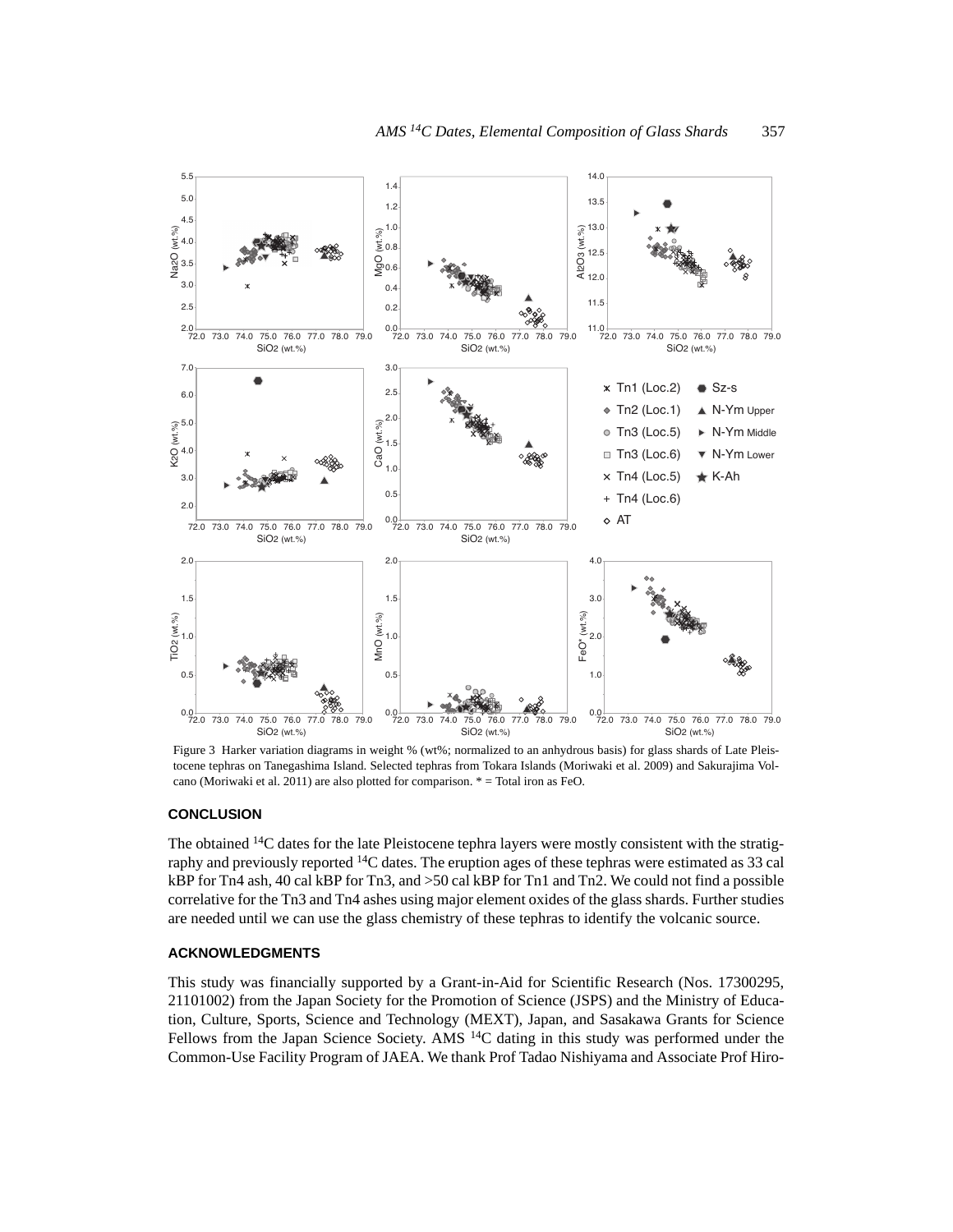Figure 3 Harker variation diagrams in weight % (wt%; normalized to an anhydrous basis) for glass shards of Late Pleistocene tephras on Tanegashima Island. Selected tephras from Tokara Islands (Moriwaki et al. 2009) and Sakurajima Volcano (Moriwaki et al. 2011) are also plotted for comparison. * = Total iron as FeO.

## CONCLUSION

The obtained $^{14}C$ dates for the late Pleistocene tephra layers were mostly consistent with the stratigraphy and previously reported $^{14}C$ dates. The eruption ages of these tephras were estimated as 33 cal kBP for Tn4 ash, 40 cal kBP for Tn3, and >50 cal kBP for Tn1 and Tn2. We could not find a possible correlative for the Tn3 and Tn4 ashes using major element oxides of the glass shards. Further studies are needed until we can use the glass chemistry of these tephras to identify the volcanic source.

## ACKNOWLEDGMENTS

This study was financially supported by a Grant-in-Aid for Scientific Research (Nos. 17300295, 21101002) from the Japan Society for the Promotion of Science (JSPS) and the Ministry of Education, Culture, Sports, Science and Technology (MEXT), Japan, and Sasakawa Grants for Science Fellows from the Japan Science Society. AMS $^{14}C$ dating in this study was performed under the Common-Use Facility Program of JAEA. We thank Prof Tadao Nishiyama and Associate Prof Hiro-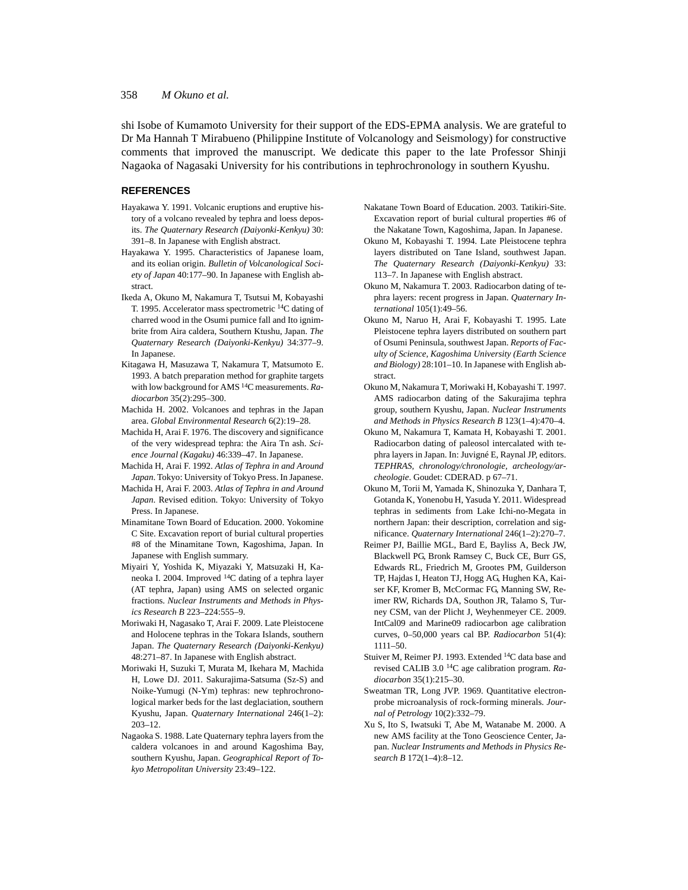shi Isobe of Kumamoto University for their support of the EDS-EPMA analysis. We are grateful to Dr Ma Hannah T Mirabueno (Philippine Institute of Volcanology and Seismology) for constructive comments that improved the manuscript. We dedicate this paper to the late Professor Shinji Nagaoka of Nagasaki University for his contributions in tephrochronology in southern Kyushu.

## REFERENCES

Hayakawa Y. 1991. Volcanic eruptions and eruptive history of a volcano revealed by tephra and loess deposits. *The Quaternary Research (Daiyonki-Kenkyu)* 30: 391–8. In Japanese with English abstract.

Hayakawa Y. 1995. Characteristics of Japanese loam, and its eolian origin. *Bulletin of Volcanological Society of Japan* 40:177–90. In Japanese with English abstract.

Ikeda A, Okuno M, Nakamura T, Tsutsui M, Kobayashi T. 1995. Accelerator mass spectrometric $^{14}$C dating of charred wood in the Osumi pumice fall and Ito ignimbrite from Aira caldera, Southern Ktushu, Japan. *The Quaternary Research (Daiyonki-Kenkyu)* 34:377–9. In Japanese.

Kitagawa H, Masuzawa T, Nakamura T, Matsumoto E. 1993. A batch preparation method for graphite targets with low background for AMS $^{14}$C measurements. *Radiocarbon* 35(2):295–300.

Machida H. 2002. Volcanoes and tephras in the Japan area. *Global Environmental Research* 6(2):19–28.

Machida H, Arai F. 1976. The discovery and significance of the very widespread tephra: the Aira Tn ash. *Science Journal (Kagaku)* 46:339–47. In Japanese.

Machida H, Arai F. 1992. *Atlas of Tephra in and Around Japan*. Tokyo: University of Tokyo Press. In Japanese.

Machida H, Arai F. 2003. *Atlas of Tephra in and Around Japan*. Revised edition. Tokyo: University of Tokyo Press. In Japanese.

Minamitane Town Board of Education. 2000. Yokomine C Site. Excavation report of burial cultural properties #8 of the Minamitane Town, Kagoshima, Japan. In Japanese with English summary.

Miyairi Y, Yoshida K, Miyazaki Y, Matsuzaki H, Kaneoka I. 2004. Improved $^{14}$C dating of a tephra layer (AT tephra, Japan) using AMS on selected organic fractions. *Nuclear Instruments and Methods in Physics Research B* 223–224:555–9.

Moriwaki H, Nagasako T, Arai F. 2009. Late Pleistocene and Holocene tephras in the Tokara Islands, southern Japan. *The Quaternary Research (Daiyonki-Kenkyu)* 48:271–87. In Japanese with English abstract.

Moriwaki H, Suzuki T, Murata M, Ikehara M, Machida H, Lowe DJ. 2011. Sakurajima-Satsuma (Sz-S) and Noike-Yumugi (N-Ym) tephras: new tephrochronological marker beds for the last deglaciation, southern Kyushu, Japan. *Quaternary International* 246(1–2): 203–12.

Nagaoka S. 1988. Late Quaternary tephra layers from the caldera volcanoes in and around Kagoshima Bay, southern Kyushu, Japan. *Geographical Report of Tokyo Metropolitan University* 23:49–122.

Nakatane Town Board of Education. 2003. Tatikiri-Site. Excavation report of burial cultural properties #6 of the Nakatane Town, Kagoshima, Japan. In Japanese.

Okuno M, Kobayashi T. 1994. Late Pleistocene tephra layers distributed on Tane Island, southwest Japan. *The Quaternary Research (Daiyonki-Kenkyu)* 33: 113–7. In Japanese with English abstract.

Okuno M, Nakamura T. 2003. Radiocarbon dating of tephra layers: recent progress in Japan. *Quaternary International* 105(1):49–56.

Okuno M, Naruo H, Arai F, Kobayashi T. 1995. Late Pleistocene tephra layers distributed on southern part of Osumi Peninsula, southwest Japan. *Reports of Faculty of Science, Kagoshima University (Earth Science and Biology)* 28:101–10. In Japanese with English abstract.

Okuno M, Nakamura T, Moriwaki H, Kobayashi T. 1997. AMS radiocarbon dating of the Sakurajima tephra group, southern Kyushu, Japan. *Nuclear Instruments and Methods in Physics Research B* 123(1–4):470–4.

Okuno M, Nakamura T, Kamata H, Kobayashi T. 2001. Radiocarbon dating of paleosol intercalated with tephra layers in Japan. In: Juvigné E, Raynal JP, editors. *TEPHRAS, chronology/chronologie, archeology/archeologie*. Goudet: CDERAD. p 67–71.

Okuno M, Torii M, Yamada K, Shinozuka Y, Danhara T, Gotanda K, Yonenobu H, Yasuda Y. 2011. Widespread tephras in sediments from Lake Ichi-no-Megata in northern Japan: their description, correlation and significance. *Quaternary International* 246(1–2):270–7.

Reimer PJ, Baillie MGL, Bard E, Bayliss A, Beck JW, Blackwell PG, Bronk Ramsey C, Buck CE, Burr GS, Edwards RL, Friedrich M, Grootes PM, Guilderson TP, Hajdas I, Heaton TJ, Hogg AG, Hughen KA, Kaiser KF, Kromer B, McCormac FG, Manning SW, Reimer RW, Richards DA, Southon JR, Talamo S, Turney CSM, van der Plicht J, Weyhenmeyer CE. 2009. IntCal09 and Marine09 radiocarbon age calibration curves, 0–50,000 years cal BP. *Radiocarbon* 51(4): 1111–50.

Stuiver M, Reimer PJ. 1993. Extended $^{14}$C data base and revised CALIB 3.0 $^{14}$C age calibration program. *Radiocarbon* 35(1):215–30.

Sweatman TR, Long JVP. 1969. Quantitative electron-probe microanalysis of rock-forming minerals. *Journal of Petrology* 10(2):332–79.

Xu S, Ito S, Iwatsuki T, Abe M, Watanabe M. 2000. A new AMS facility at the Tono Geoscience Center, Japan. *Nuclear Instruments and Methods in Physics Research B* 172(1–4):8–12.